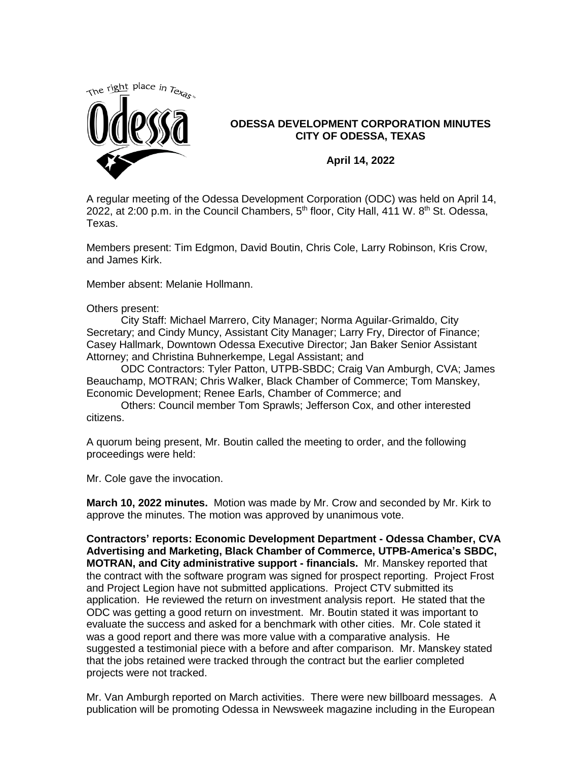# ODESSA DEVELOPMENT CORPORATION MINUTES
## CITY OF ODESSA, TEXAS

**April 14, 2022**

A regular meeting of the Odessa Development Corporation (ODC) was held on April 14, 2022, at 2:00 p.m. in the Council Chambers, 5th floor, City Hall, 411 W. 8th St. Odessa, Texas.

Members present: Tim Edgmon, David Boutin, Chris Cole, Larry Robinson, Kris Crow, and James Kirk.

Member absent: Melanie Hollmann.

Others present:

City Staff: Michael Marrero, City Manager; Norma Aguilar-Grimaldo, City Secretary; and Cindy Muncy, Assistant City Manager; Larry Fry, Director of Finance; Casey Hallmark, Downtown Odessa Executive Director; Jan Baker Senior Assistant Attorney; and Christina Buhnerkempe, Legal Assistant; and

ODC Contractors: Tyler Patton, UTPB-SBDC; Craig Van Amburgh, CVA; James Beauchamp, MOTRAN; Chris Walker, Black Chamber of Commerce; Tom Manskey, Economic Development; Renee Earls, Chamber of Commerce; and

Others: Council member Tom Sprawls; Jefferson Cox, and other interested citizens.

A quorum being present, Mr. Boutin called the meeting to order, and the following proceedings were held:

Mr. Cole gave the invocation.

**March 10, 2022 minutes.** Motion was made by Mr. Crow and seconded by Mr. Kirk to approve the minutes. The motion was approved by unanimous vote.

**Contractors' reports: Economic Development Department - Odessa Chamber, CVA Advertising and Marketing, Black Chamber of Commerce, UTPB-America's SBDC, MOTRAN, and City administrative support - financials.** Mr. Manskey reported that the contract with the software program was signed for prospect reporting. Project Frost and Project Legion have not submitted applications. Project CTV submitted its application. He reviewed the return on investment analysis report. He stated that the ODC was getting a good return on investment. Mr. Boutin stated it was important to evaluate the success and asked for a benchmark with other cities. Mr. Cole stated it was a good report and there was more value with a comparative analysis. He suggested a testimonial piece with a before and after comparison. Mr. Manskey stated that the jobs retained were tracked through the contract but the earlier completed projects were not tracked.

Mr. Van Amburgh reported on March activities. There were new billboard messages. A publication will be promoting Odessa in Newsweek magazine including in the European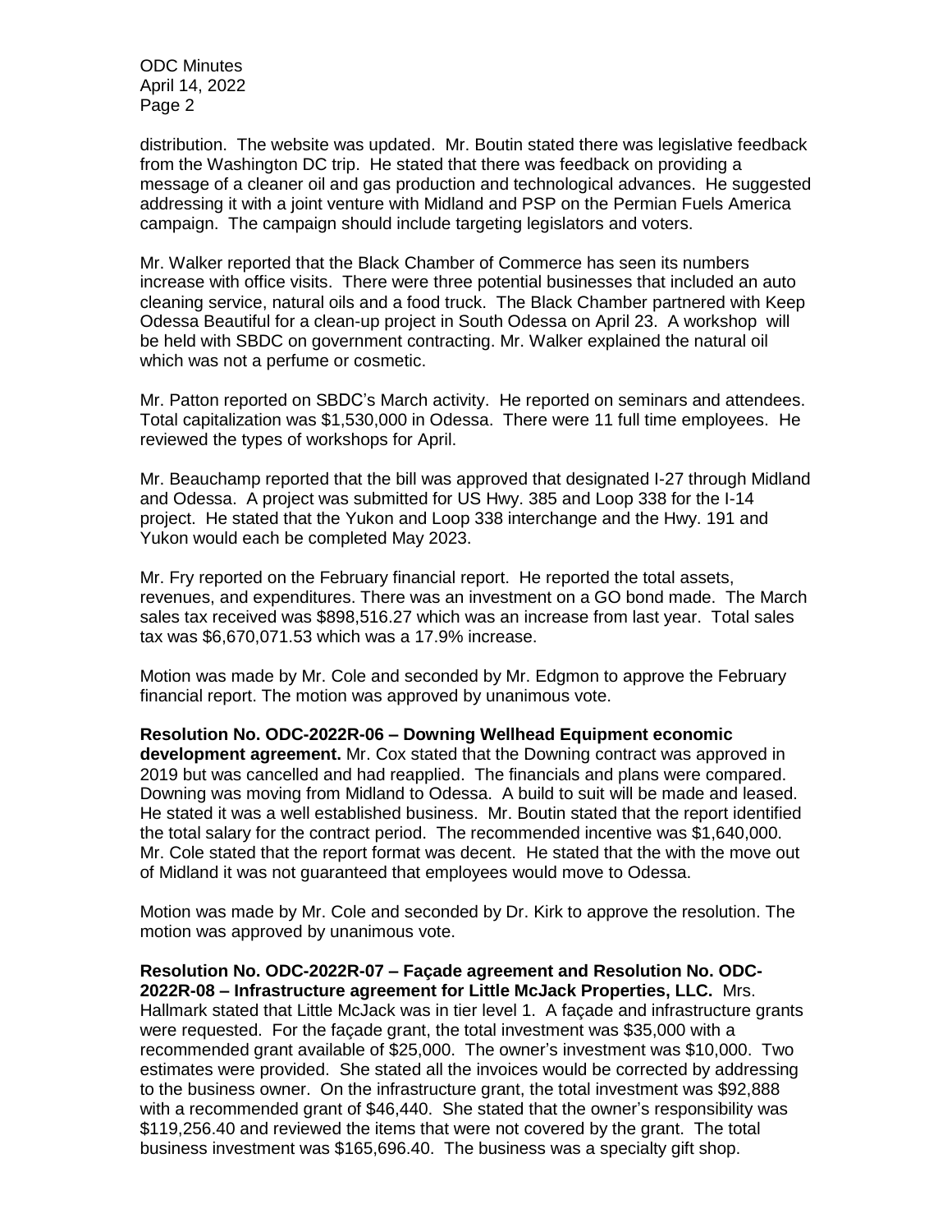distribution. The website was updated. Mr. Boutin stated there was legislative feedback from the Washington DC trip. He stated that there was feedback on providing a message of a cleaner oil and gas production and technological advances. He suggested addressing it with a joint venture with Midland and PSP on the Permian Fuels America campaign. The campaign should include targeting legislators and voters.

Mr. Walker reported that the Black Chamber of Commerce has seen its numbers increase with office visits. There were three potential businesses that included an auto cleaning service, natural oils and a food truck. The Black Chamber partnered with Keep Odessa Beautiful for a clean-up project in South Odessa on April 23. A workshop will be held with SBDC on government contracting. Mr. Walker explained the natural oil which was not a perfume or cosmetic.

Mr. Patton reported on SBDC's March activity. He reported on seminars and attendees. Total capitalization was $1,530,000 in Odessa. There were 11 full time employees. He reviewed the types of workshops for April.

Mr. Beauchamp reported that the bill was approved that designated I-27 through Midland and Odessa. A project was submitted for US Hwy. 385 and Loop 338 for the I-14 project. He stated that the Yukon and Loop 338 interchange and the Hwy. 191 and Yukon would each be completed May 2023.

Mr. Fry reported on the February financial report. He reported the total assets, revenues, and expenditures. There was an investment on a GO bond made. The March sales tax received was $898,516.27 which was an increase from last year. Total sales tax was $6,670,071.53 which was a 17.9% increase.

Motion was made by Mr. Cole and seconded by Mr. Edgmon to approve the February financial report. The motion was approved by unanimous vote.

**Resolution No. ODC-2022R-06 – Downing Wellhead Equipment economic development agreement.** Mr. Cox stated that the Downing contract was approved in 2019 but was cancelled and had reapplied. The financials and plans were compared. Downing was moving from Midland to Odessa. A build to suit will be made and leased. He stated it was a well established business. Mr. Boutin stated that the report identified the total salary for the contract period. The recommended incentive was $1,640,000. Mr. Cole stated that the report format was decent. He stated that the with the move out of Midland it was not guaranteed that employees would move to Odessa.

Motion was made by Mr. Cole and seconded by Dr. Kirk to approve the resolution. The motion was approved by unanimous vote.

**Resolution No. ODC-2022R-07 – Façade agreement and Resolution No. ODC-2022R-08 – Infrastructure agreement for Little McJack Properties, LLC.** Mrs. Hallmark stated that Little McJack was in tier level 1. A façade and infrastructure grants were requested. For the façade grant, the total investment was $35,000 with a recommended grant available of $25,000. The owner's investment was $10,000. Two estimates were provided. She stated all the invoices would be corrected by addressing to the business owner. On the infrastructure grant, the total investment was $92,888 with a recommended grant of $46,440. She stated that the owner's responsibility was $119,256.40 and reviewed the items that were not covered by the grant. The total business investment was $165,696.40. The business was a specialty gift shop.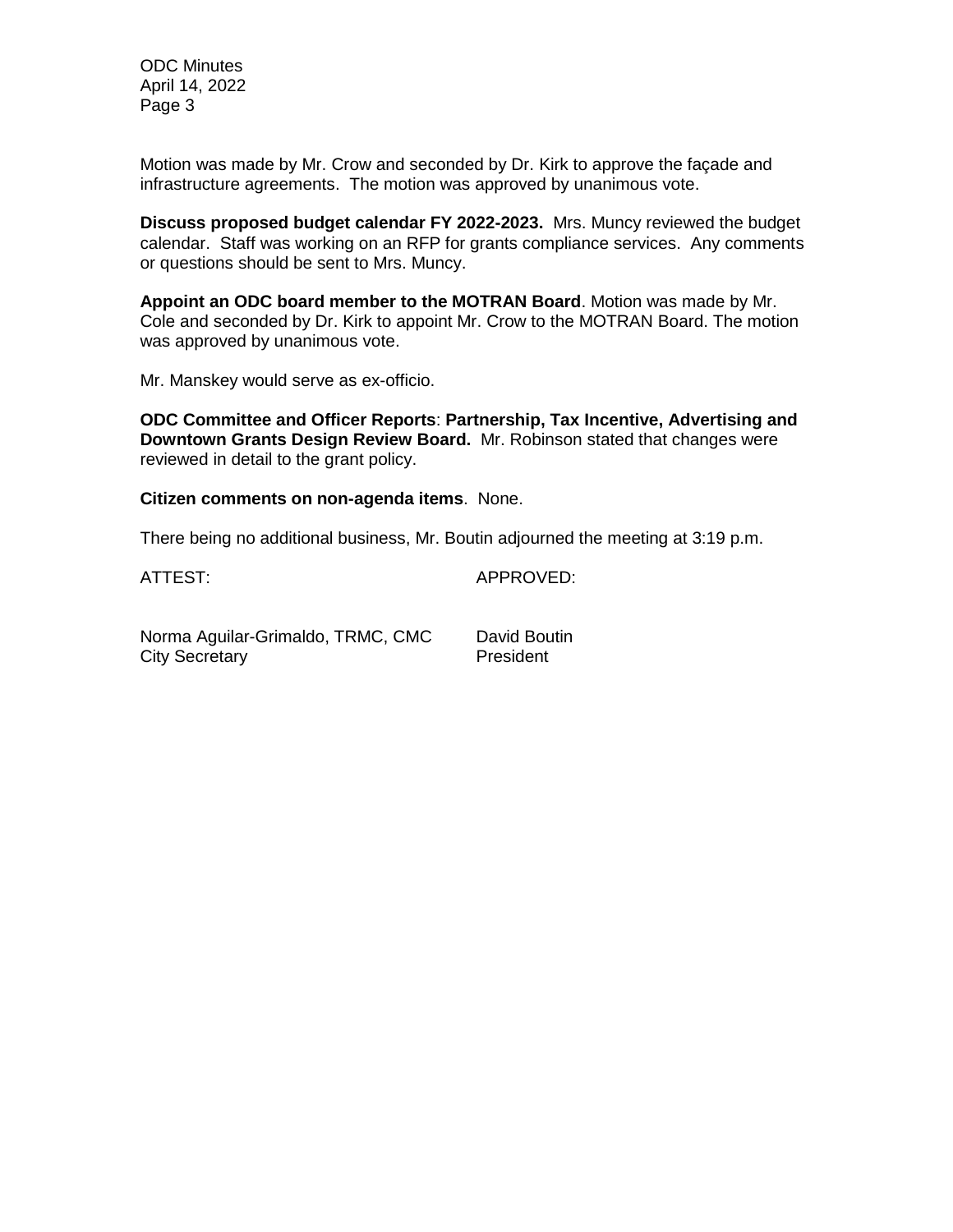Motion was made by Mr. Crow and seconded by Dr. Kirk to approve the façade and infrastructure agreements. The motion was approved by unanimous vote.

**Discuss proposed budget calendar FY 2022-2023.** Mrs. Muncy reviewed the budget calendar. Staff was working on an RFP for grants compliance services. Any comments or questions should be sent to Mrs. Muncy.

**Appoint an ODC board member to the MOTRAN Board**. Motion was made by Mr. Cole and seconded by Dr. Kirk to appoint Mr. Crow to the MOTRAN Board. The motion was approved by unanimous vote.

Mr. Manskey would serve as ex-officio.

**ODC Committee and Officer Reports**: **Partnership, Tax Incentive, Advertising and Downtown Grants Design Review Board.** Mr. Robinson stated that changes were reviewed in detail to the grant policy.

**Citizen comments on non-agenda items**. None.

There being no additional business, Mr. Boutin adjourned the meeting at 3:19 p.m.

| | |
|---|---|
| ATTEST: | APPROVED: |
| Norma Aguilar-Grimaldo, TRMC, CMC<br>City Secretary | David Boutin<br>President |